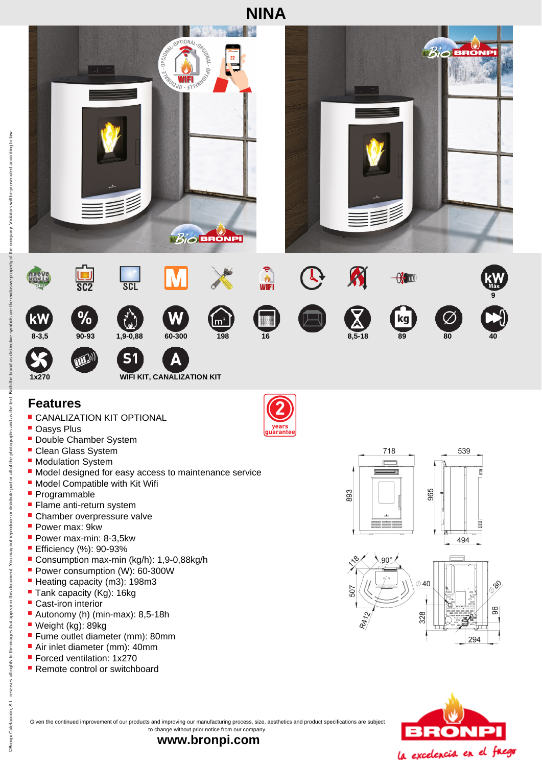# NINA

OASYS plus | SC2 | SCL | M | | WIFI | | | | kW Máx 9

| kW | % | | W | m³ | | | | kg | Ø | |
|---|---|---|---|---|---|---|---|---|---|---|
| 8-3,5 | 90-93 | 1,9-0,88 | 60-300 | 198 | 16 | | 8,5-18 | 89 | 80 | 40 |

1x270 | | S1 | A

WIFI KIT, CANALIZATION KIT

## Features

2 years guarantee

- CANALIZATION KIT OPTIONAL
- Oasys Plus
- Double Chamber System
- Clean Glass System
- Modulation System
- Model designed for easy access to maintenance service
- Model Compatible with Kit Wifi
- Programmable
- Flame anti-return system
- Chamber overpressure valve
- Power max: 9kw
- Power max-min: 8-3,5kw
- Efficiency (%): 90-93%
- Consumption max-min (kg/h): 1,9-0,88kg/h
- Power consumption (W): 60-300W
- Heating capacity (m3): 198m3
- Tank capacity (Kg): 16kg
- Cast-iron interior
- Autonomy (h) (min-max): 8,5-18h
- Weight (kg): 89kg
- Fume outlet diameter (mm): 80mm
- Air inlet diameter (mm): 40mm
- Forced ventilation: 1x270
- Remote control or switchboard

718 | 539 | 893 | 965 | 494 | 118 | 90° | 507 | R412 | Ø40 | Ø80 | 328 | 96 | 294

Given the continued improvement of our products and improving our manufacturing process, size, aesthetics and product specifications are subject to change without prior notice from our company.

**www.bronpi.com**

BRONPI la excelencia en el fuego

©Bronpi Calefacción, S.L. reserves all rights to the images that appear in this document. You may not reproduce or distribute part or all of the photographs and as the text. Both the brand as distinctive symbols are the exclusive property of the company. Violators will be prosecuted according to law.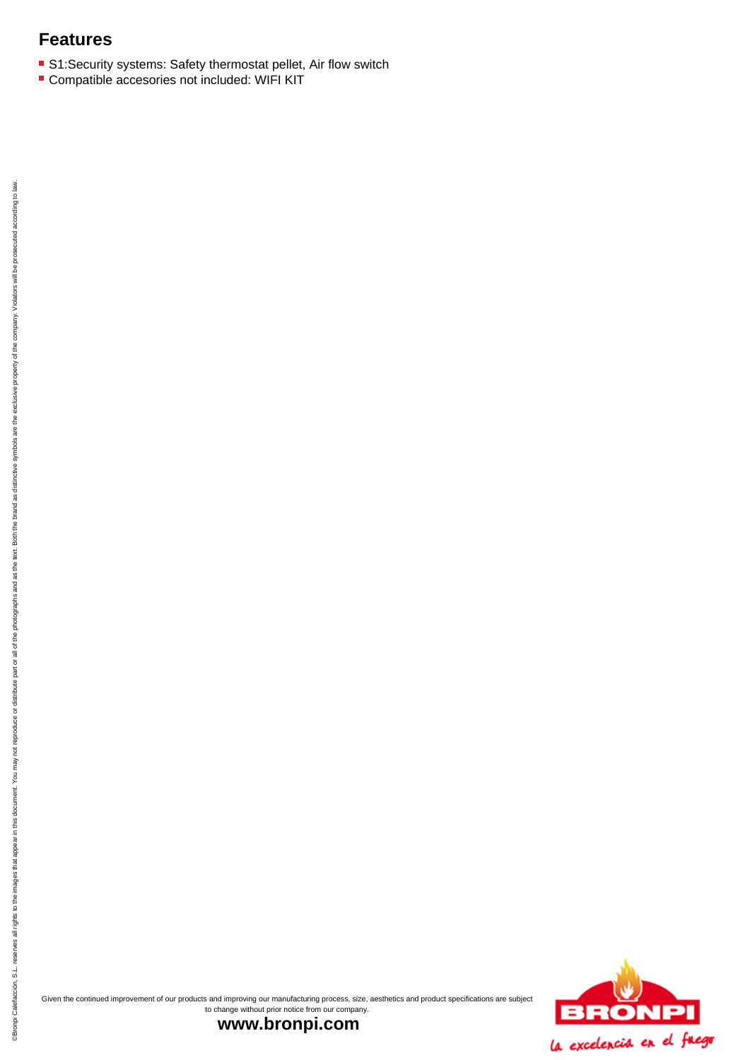## Features

- S1:Security systems: Safety thermostat pellet, Air flow switch
- Compatible accesories not included: WIFI KIT

©Bronpi Calefacción, S.L. reserves all rights to the images that appear in this document. You may not reproduce or distribute part or all of the photographs and as the text. Both the brand as distinctive symbols are the exclusive property of the company. Violators will be prosecuted according to law.

Given the continued improvement of our products and improving our manufacturing process, size, aesthetics and product specifications are subject to change without prior notice from our company.

**www.bronpi.com**

BRONPI

la excelencia en el fuego